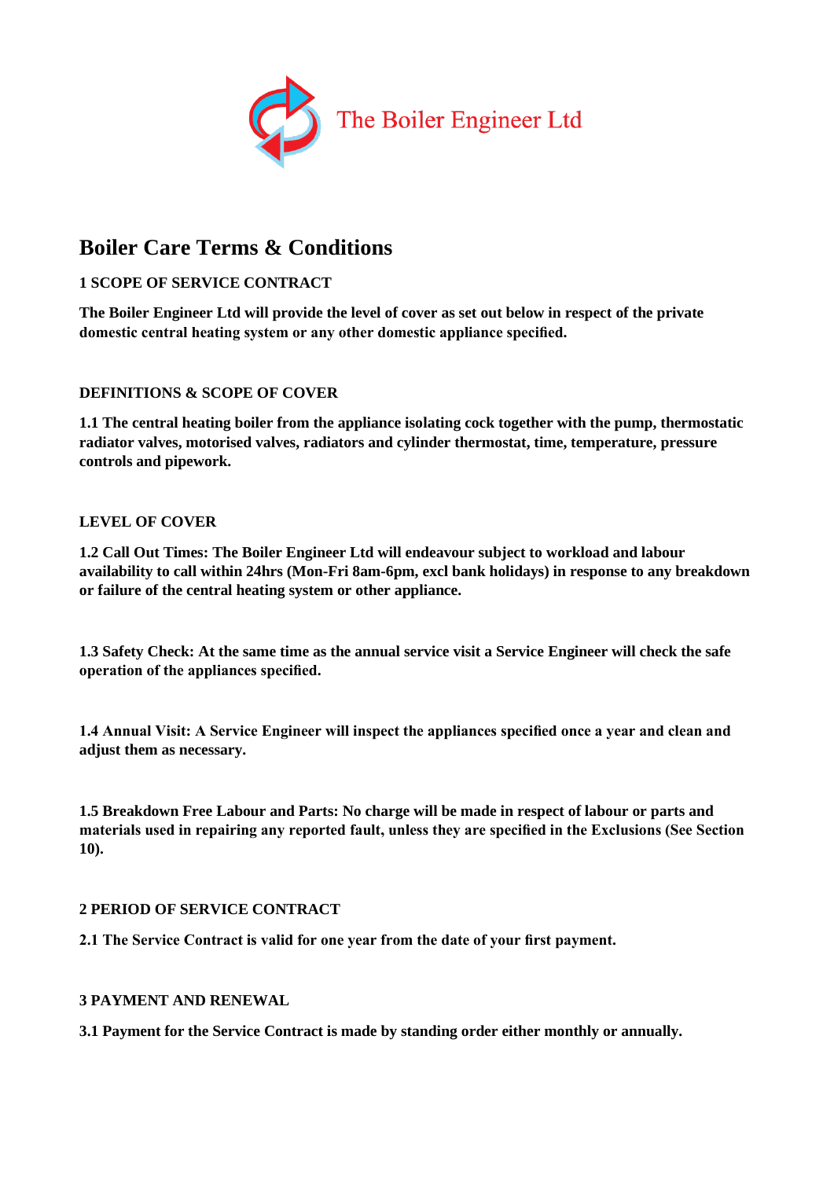The Boiler Engineer Ltd

# Boiler Care Terms & Conditions

## 1 SCOPE OF SERVICE CONTRACT

**The Boiler Engineer Ltd will provide the level of cover as set out below in respect of the private domestic central heating system or any other domestic appliance specified.**

## DEFINITIONS & SCOPE OF COVER

**1.1 The central heating boiler from the appliance isolating cock together with the pump, thermostatic radiator valves, motorised valves, radiators and cylinder thermostat, time, temperature, pressure controls and pipework.**

## LEVEL OF COVER

**1.2 Call Out Times: The Boiler Engineer Ltd will endeavour subject to workload and labour availability to call within 24hrs (Mon-Fri 8am-6pm, excl bank holidays) in response to any breakdown or failure of the central heating system or other appliance.**

**1.3 Safety Check: At the same time as the annual service visit a Service Engineer will check the safe operation of the appliances specified.**

**1.4 Annual Visit: A Service Engineer will inspect the appliances specified once a year and clean and adjust them as necessary.**

**1.5 Breakdown Free Labour and Parts: No charge will be made in respect of labour or parts and materials used in repairing any reported fault, unless they are specified in the Exclusions (See Section 10).**

## 2 PERIOD OF SERVICE CONTRACT

**2.1 The Service Contract is valid for one year from the date of your first payment.**

## 3 PAYMENT AND RENEWAL

**3.1 Payment for the Service Contract is made by standing order either monthly or annually.**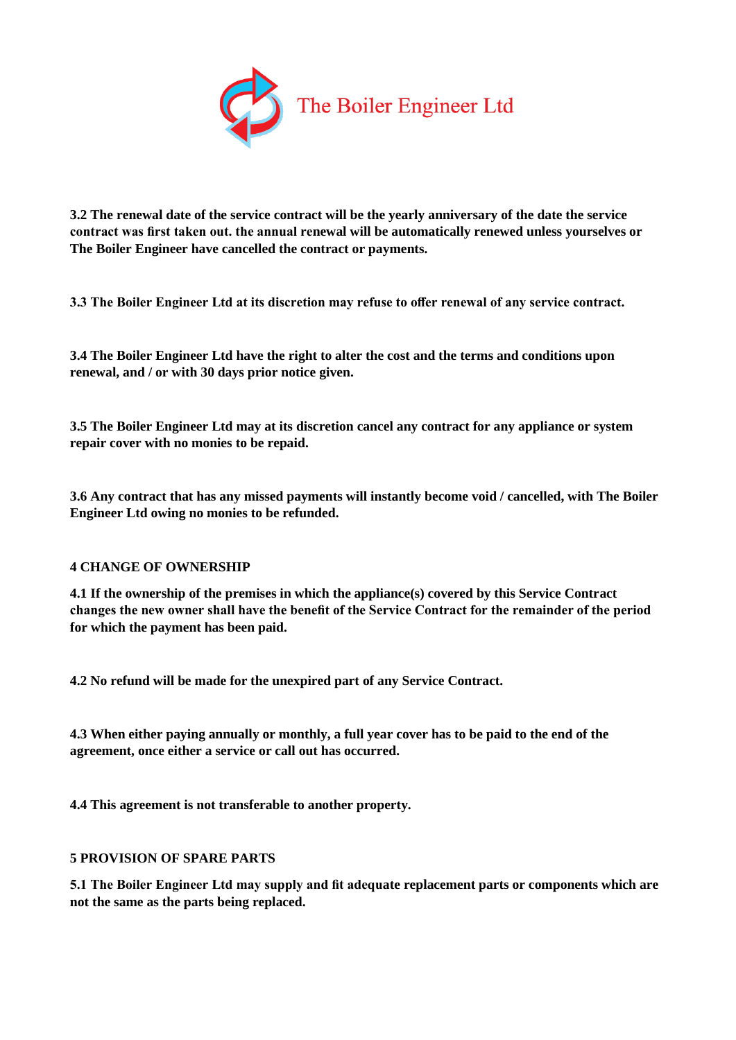**3.2 The renewal date of the service contract will be the yearly anniversary of the date the service contract was first taken out. the annual renewal will be automatically renewed unless yourselves or The Boiler Engineer have cancelled the contract or payments.**

**3.3 The Boiler Engineer Ltd at its discretion may refuse to offer renewal of any service contract.**

**3.4 The Boiler Engineer Ltd have the right to alter the cost and the terms and conditions upon renewal, and / or with 30 days prior notice given.**

**3.5 The Boiler Engineer Ltd may at its discretion cancel any contract for any appliance or system repair cover with no monies to be repaid.**

**3.6 Any contract that has any missed payments will instantly become void / cancelled, with The Boiler Engineer Ltd owing no monies to be refunded.**

**4 CHANGE OF OWNERSHIP**

**4.1 If the ownership of the premises in which the appliance(s) covered by this Service Contract changes the new owner shall have the benefit of the Service Contract for the remainder of the period for which the payment has been paid.**

**4.2 No refund will be made for the unexpired part of any Service Contract.**

**4.3 When either paying annually or monthly, a full year cover has to be paid to the end of the agreement, once either a service or call out has occurred.**

**4.4 This agreement is not transferable to another property.**

**5 PROVISION OF SPARE PARTS**

**5.1 The Boiler Engineer Ltd may supply and fit adequate replacement parts or components which are not the same as the parts being replaced.**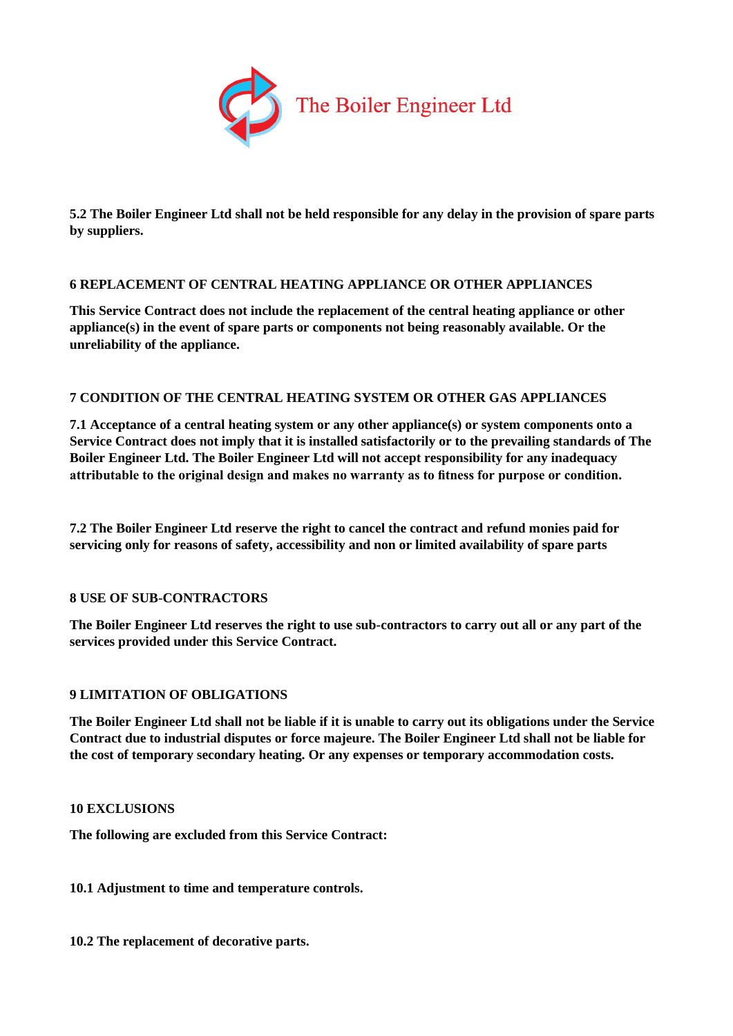**5.2 The Boiler Engineer Ltd shall not be held responsible for any delay in the provision of spare parts by suppliers.**

## 6 REPLACEMENT OF CENTRAL HEATING APPLIANCE OR OTHER APPLIANCES

**This Service Contract does not include the replacement of the central heating appliance or other appliance(s) in the event of spare parts or components not being reasonably available. Or the unreliability of the appliance.**

## 7 CONDITION OF THE CENTRAL HEATING SYSTEM OR OTHER GAS APPLIANCES

**7.1 Acceptance of a central heating system or any other appliance(s) or system components onto a Service Contract does not imply that it is installed satisfactorily or to the prevailing standards of The Boiler Engineer Ltd. The Boiler Engineer Ltd will not accept responsibility for any inadequacy attributable to the original design and makes no warranty as to fitness for purpose or condition.**

**7.2 The Boiler Engineer Ltd reserve the right to cancel the contract and refund monies paid for servicing only for reasons of safety, accessibility and non or limited availability of spare parts**

## 8 USE OF SUB-CONTRACTORS

**The Boiler Engineer Ltd reserves the right to use sub-contractors to carry out all or any part of the services provided under this Service Contract.**

## 9 LIMITATION OF OBLIGATIONS

**The Boiler Engineer Ltd shall not be liable if it is unable to carry out its obligations under the Service Contract due to industrial disputes or force majeure. The Boiler Engineer Ltd shall not be liable for the cost of temporary secondary heating. Or any expenses or temporary accommodation costs.**

## 10 EXCLUSIONS

**The following are excluded from this Service Contract:**

**10.1 Adjustment to time and temperature controls.**

**10.2 The replacement of decorative parts.**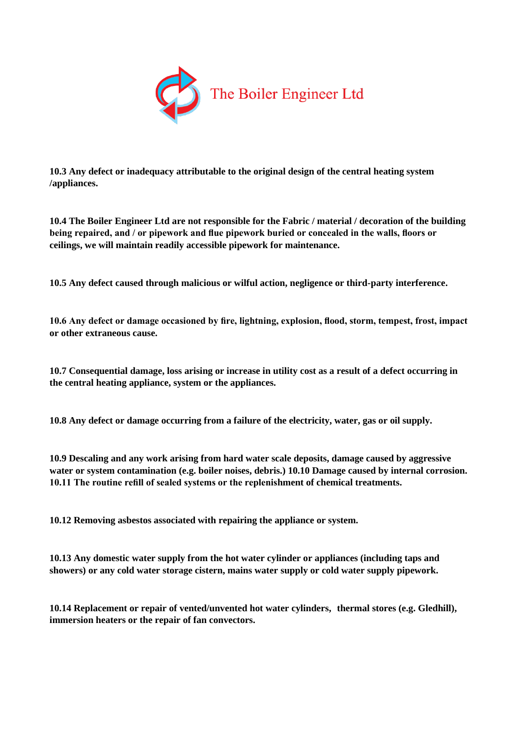The Boiler Engineer Ltd

**10.3 Any defect or inadequacy attributable to the original design of the central heating system /appliances.**

**10.4 The Boiler Engineer Ltd are not responsible for the Fabric / material / decoration of the building being repaired, and / or pipework and flue pipework buried or concealed in the walls, floors or ceilings, we will maintain readily accessible pipework for maintenance.**

**10.5 Any defect caused through malicious or wilful action, negligence or third-party interference.**

**10.6 Any defect or damage occasioned by fire, lightning, explosion, flood, storm, tempest, frost, impact or other extraneous cause.**

**10.7 Consequential damage, loss arising or increase in utility cost as a result of a defect occurring in the central heating appliance, system or the appliances.**

**10.8 Any defect or damage occurring from a failure of the electricity, water, gas or oil supply.**

**10.9 Descaling and any work arising from hard water scale deposits, damage caused by aggressive water or system contamination (e.g. boiler noises, debris.) 10.10 Damage caused by internal corrosion. 10.11 The routine refill of sealed systems or the replenishment of chemical treatments.**

**10.12 Removing asbestos associated with repairing the appliance or system.**

**10.13 Any domestic water supply from the hot water cylinder or appliances (including taps and showers) or any cold water storage cistern, mains water supply or cold water supply pipework.**

**10.14 Replacement or repair of vented/unvented hot water cylinders, thermal stores (e.g. Gledhill), immersion heaters or the repair of fan convectors.**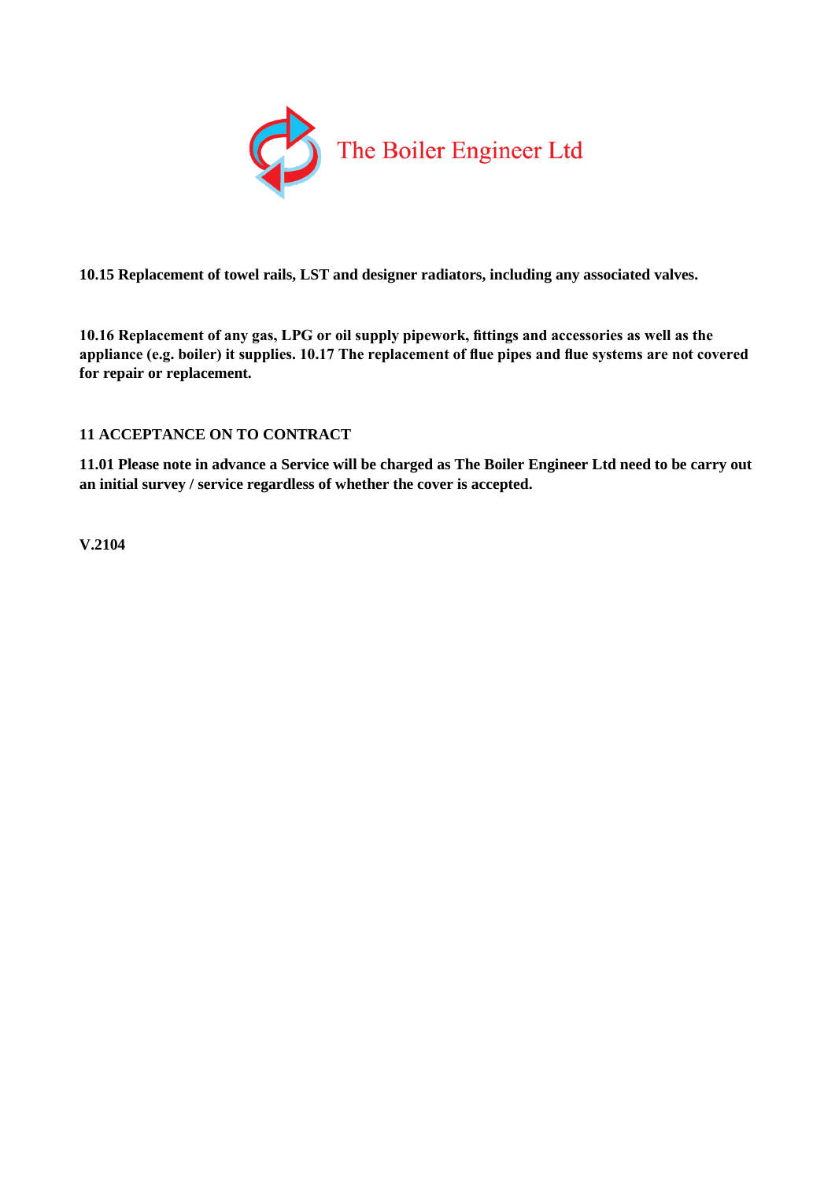The Boiler Engineer Ltd

**10.15 Replacement of towel rails, LST and designer radiators, including any associated valves.**

**10.16 Replacement of any gas, LPG or oil supply pipework, fittings and accessories as well as the appliance (e.g. boiler) it supplies. 10.17 The replacement of flue pipes and flue systems are not covered for repair or replacement.**

**11 ACCEPTANCE ON TO CONTRACT**

**11.01 Please note in advance a Service will be charged as The Boiler Engineer Ltd need to be carry out an initial survey / service regardless of whether the cover is accepted.**

**V.2104**